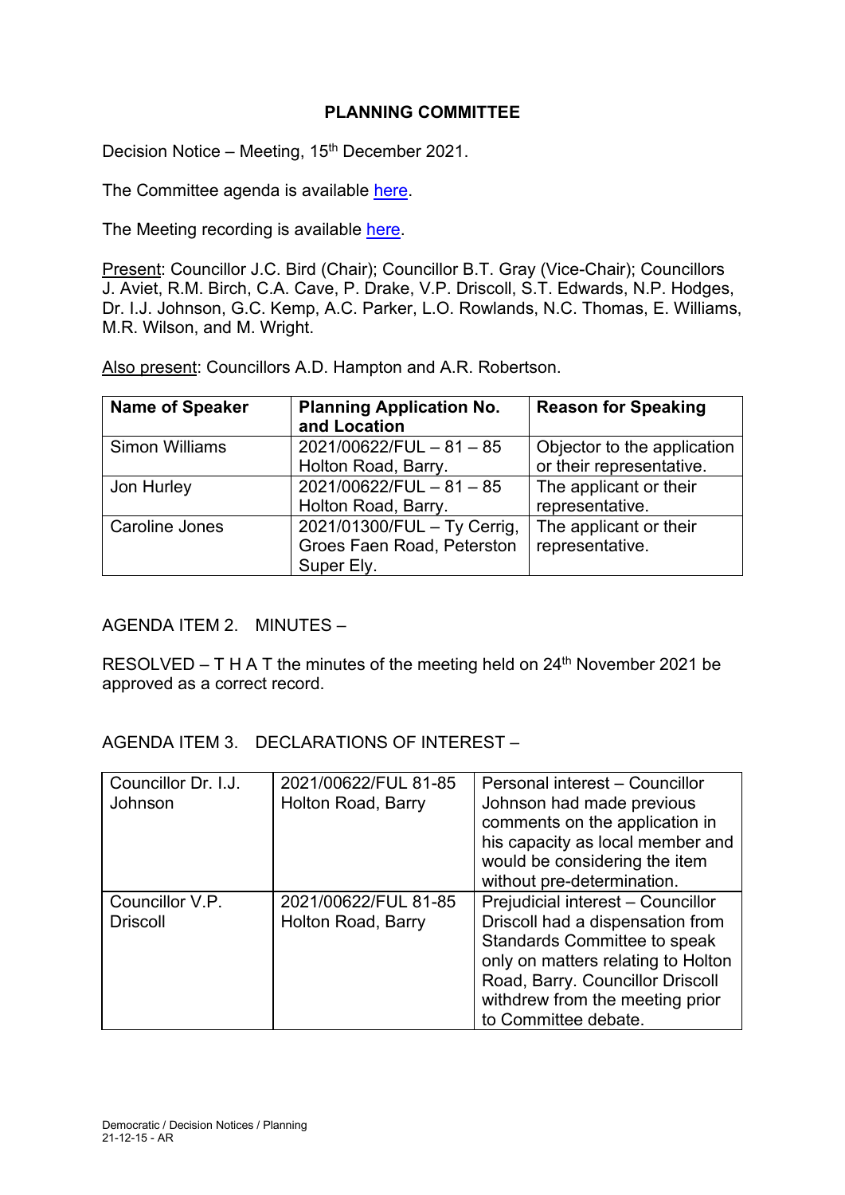# PLANNING COMMITTEE

Decision Notice – Meeting, 15th December 2021.

The Committee agenda is available here.

The Meeting recording is available here.

Present: Councillor J.C. Bird (Chair); Councillor B.T. Gray (Vice-Chair); Councillors J. Aviet, R.M. Birch, C.A. Cave, P. Drake, V.P. Driscoll, S.T. Edwards, N.P. Hodges, Dr. I.J. Johnson, G.C. Kemp, A.C. Parker, L.O. Rowlands, N.C. Thomas, E. Williams, M.R. Wilson, and M. Wright.

Also present: Councillors A.D. Hampton and A.R. Robertson.

| Name of Speaker | Planning Application No. and Location | Reason for Speaking |
|---|---|---|
| Simon Williams | 2021/00622/FUL – 81 – 85 Holton Road, Barry. | Objector to the application or their representative. |
| Jon Hurley | 2021/00622/FUL – 81 – 85 Holton Road, Barry. | The applicant or their representative. |
| Caroline Jones | 2021/01300/FUL – Ty Cerrig, Groes Faen Road, Peterston Super Ely. | The applicant or their representative. |

AGENDA ITEM 2. MINUTES –

RESOLVED – T H A T the minutes of the meeting held on 24th November 2021 be approved as a correct record.

AGENDA ITEM 3. DECLARATIONS OF INTEREST –

| | | |
|---|---|---|
| Councillor Dr. I.J. Johnson | 2021/00622/FUL 81-85 Holton Road, Barry | Personal interest – Councillor Johnson had made previous comments on the application in his capacity as local member and would be considering the item without pre-determination. |
| Councillor V.P. Driscoll | 2021/00622/FUL 81-85 Holton Road, Barry | Prejudicial interest – Councillor Driscoll had a dispensation from Standards Committee to speak only on matters relating to Holton Road, Barry. Councillor Driscoll withdrew from the meeting prior to Committee debate. |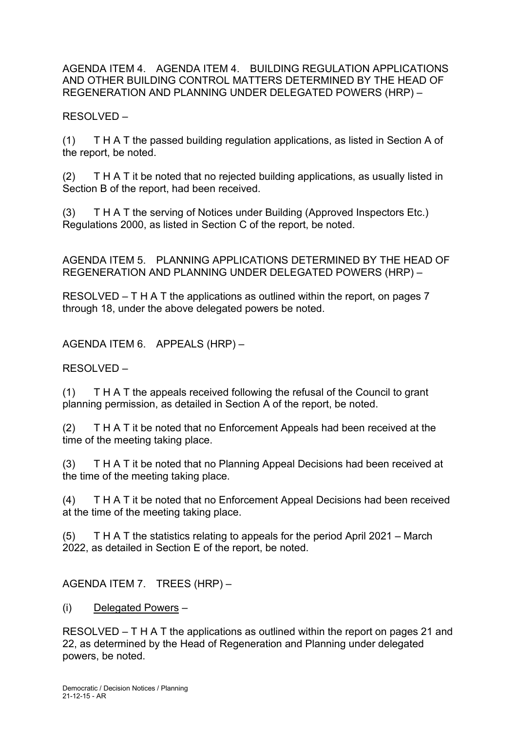AGENDA ITEM 4. AGENDA ITEM 4. BUILDING REGULATION APPLICATIONS AND OTHER BUILDING CONTROL MATTERS DETERMINED BY THE HEAD OF REGENERATION AND PLANNING UNDER DELEGATED POWERS (HRP) –

RESOLVED –

(1) T H A T the passed building regulation applications, as listed in Section A of the report, be noted.

(2) T H A T it be noted that no rejected building applications, as usually listed in Section B of the report, had been received.

(3) T H A T the serving of Notices under Building (Approved Inspectors Etc.) Regulations 2000, as listed in Section C of the report, be noted.

AGENDA ITEM 5. PLANNING APPLICATIONS DETERMINED BY THE HEAD OF REGENERATION AND PLANNING UNDER DELEGATED POWERS (HRP) –

RESOLVED – T H A T the applications as outlined within the report, on pages 7 through 18, under the above delegated powers be noted.

AGENDA ITEM 6. APPEALS (HRP) –

RESOLVED –

(1) T H A T the appeals received following the refusal of the Council to grant planning permission, as detailed in Section A of the report, be noted.

(2) T H A T it be noted that no Enforcement Appeals had been received at the time of the meeting taking place.

(3) T H A T it be noted that no Planning Appeal Decisions had been received at the time of the meeting taking place.

(4) T H A T it be noted that no Enforcement Appeal Decisions had been received at the time of the meeting taking place.

(5) T H A T the statistics relating to appeals for the period April 2021 – March 2022, as detailed in Section E of the report, be noted.

AGENDA ITEM 7. TREES (HRP) –

(i) <u>Delegated Powers</u> –

RESOLVED – T H A T the applications as outlined within the report on pages 21 and 22, as determined by the Head of Regeneration and Planning under delegated powers, be noted.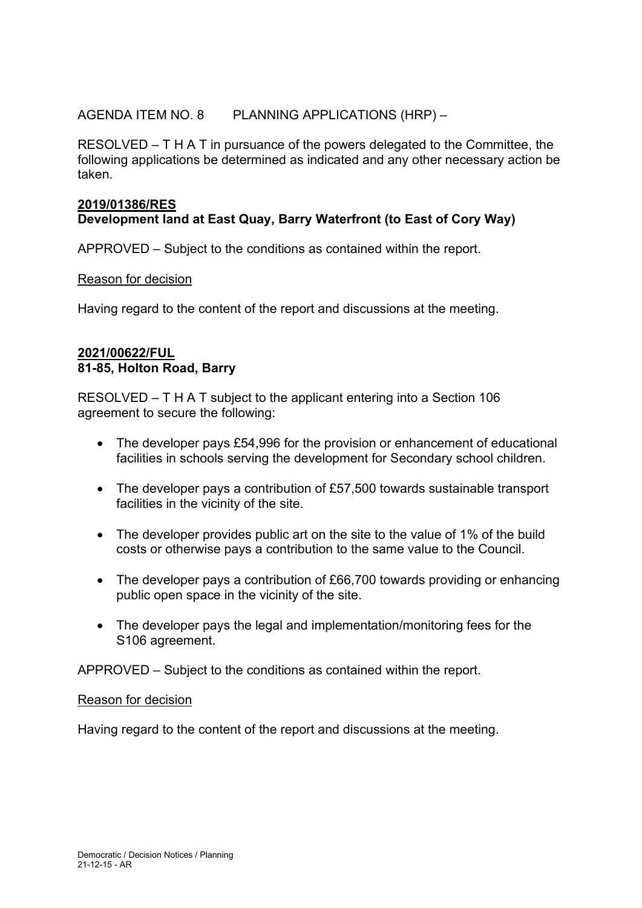AGENDA ITEM NO. 8 PLANNING APPLICATIONS (HRP) –

RESOLVED – T H A T in pursuance of the powers delegated to the Committee, the following applications be determined as indicated and any other necessary action be taken.

**2019/01386/RES**
**Development land at East Quay, Barry Waterfront (to East of Cory Way)**

APPROVED – Subject to the conditions as contained within the report.

Reason for decision

Having regard to the content of the report and discussions at the meeting.

**2021/00622/FUL**
**81-85, Holton Road, Barry**

RESOLVED – T H A T subject to the applicant entering into a Section 106 agreement to secure the following:

- The developer pays £54,996 for the provision or enhancement of educational facilities in schools serving the development for Secondary school children.
- The developer pays a contribution of £57,500 towards sustainable transport facilities in the vicinity of the site.
- The developer provides public art on the site to the value of 1% of the build costs or otherwise pays a contribution to the same value to the Council.
- The developer pays a contribution of £66,700 towards providing or enhancing public open space in the vicinity of the site.
- The developer pays the legal and implementation/monitoring fees for the S106 agreement.

APPROVED – Subject to the conditions as contained within the report.

Reason for decision

Having regard to the content of the report and discussions at the meeting.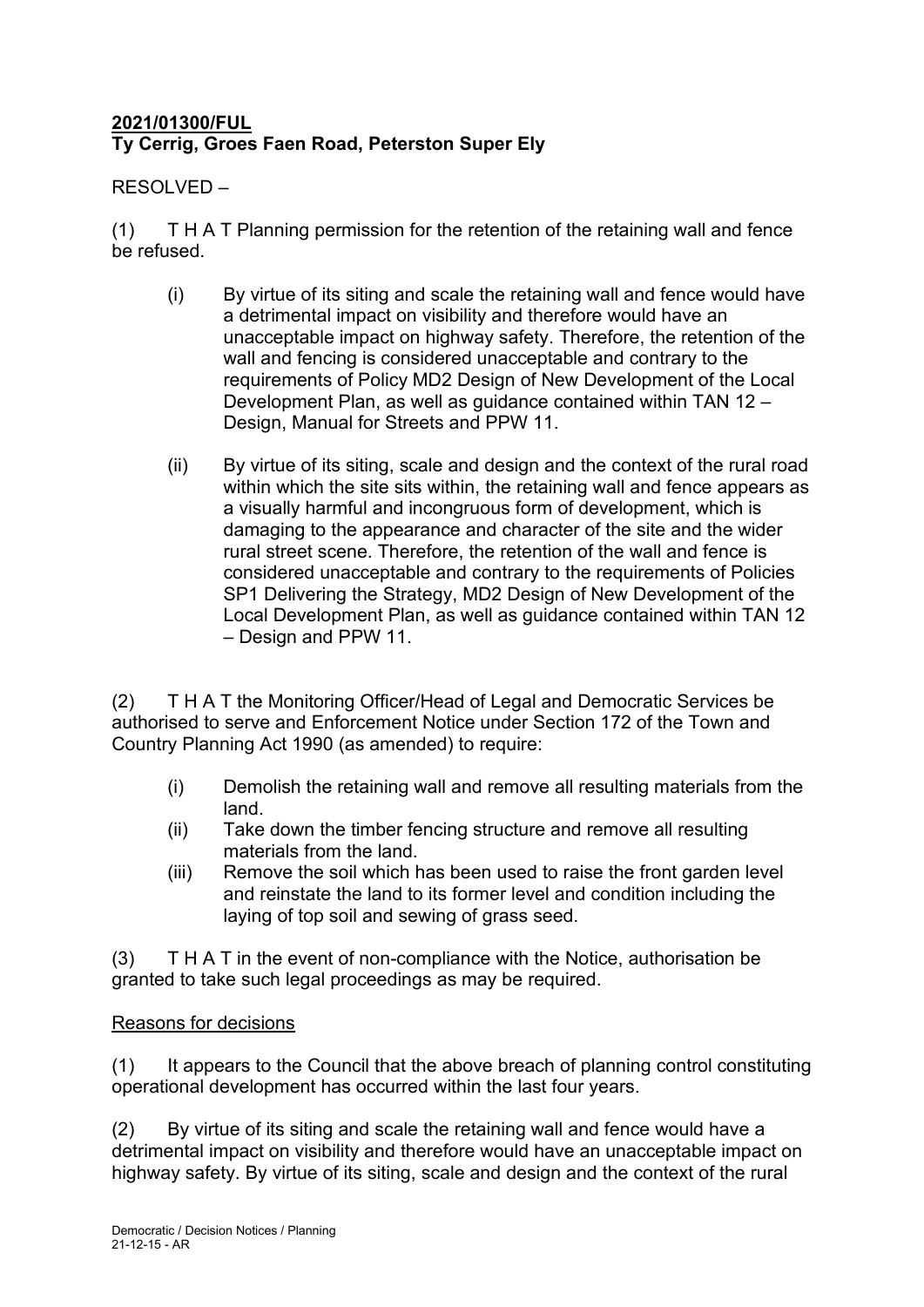**2021/01300/FUL**
**Ty Cerrig, Groes Faen Road, Peterston Super Ely**

RESOLVED –

(1) T H A T Planning permission for the retention of the retaining wall and fence be refused.

(i) By virtue of its siting and scale the retaining wall and fence would have a detrimental impact on visibility and therefore would have an unacceptable impact on highway safety. Therefore, the retention of the wall and fencing is considered unacceptable and contrary to the requirements of Policy MD2 Design of New Development of the Local Development Plan, as well as guidance contained within TAN 12 – Design, Manual for Streets and PPW 11.

(ii) By virtue of its siting, scale and design and the context of the rural road within which the site sits within, the retaining wall and fence appears as a visually harmful and incongruous form of development, which is damaging to the appearance and character of the site and the wider rural street scene. Therefore, the retention of the wall and fence is considered unacceptable and contrary to the requirements of Policies SP1 Delivering the Strategy, MD2 Design of New Development of the Local Development Plan, as well as guidance contained within TAN 12 – Design and PPW 11.

(2) T H A T the Monitoring Officer/Head of Legal and Democratic Services be authorised to serve and Enforcement Notice under Section 172 of the Town and Country Planning Act 1990 (as amended) to require:

(i) Demolish the retaining wall and remove all resulting materials from the land.
(ii) Take down the timber fencing structure and remove all resulting materials from the land.
(iii) Remove the soil which has been used to raise the front garden level and reinstate the land to its former level and condition including the laying of top soil and sewing of grass seed.

(3) T H A T in the event of non-compliance with the Notice, authorisation be granted to take such legal proceedings as may be required.

Reasons for decisions

(1) It appears to the Council that the above breach of planning control constituting operational development has occurred within the last four years.

(2) By virtue of its siting and scale the retaining wall and fence would have a detrimental impact on visibility and therefore would have an unacceptable impact on highway safety. By virtue of its siting, scale and design and the context of the rural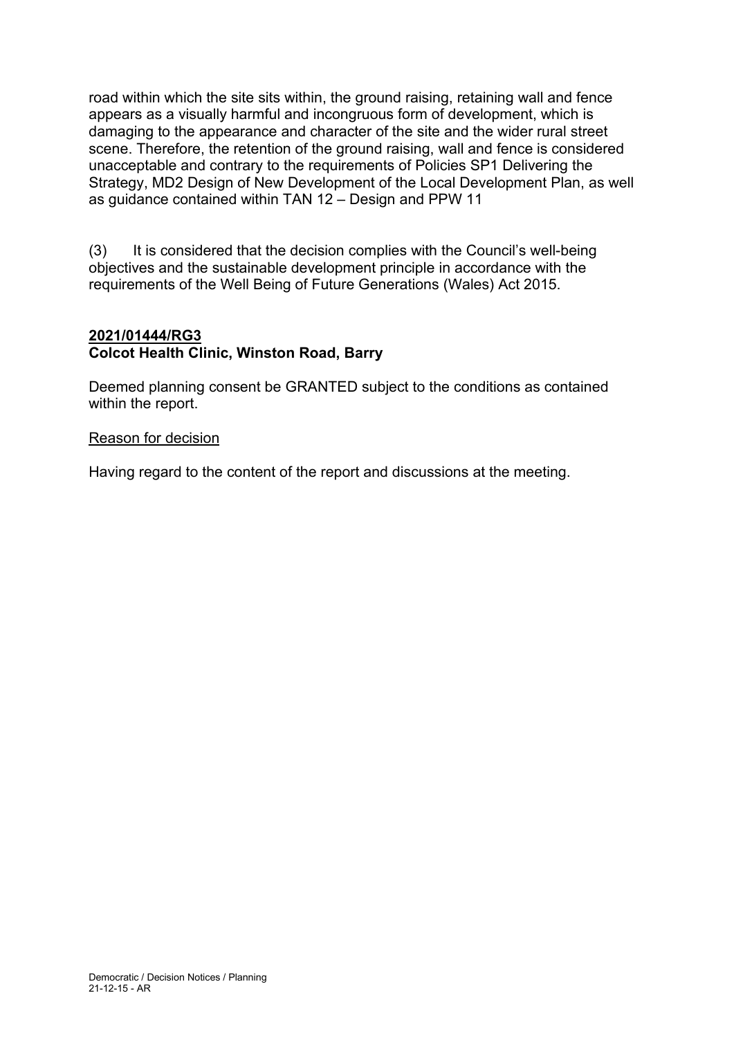road within which the site sits within, the ground raising, retaining wall and fence appears as a visually harmful and incongruous form of development, which is damaging to the appearance and character of the site and the wider rural street scene. Therefore, the retention of the ground raising, wall and fence is considered unacceptable and contrary to the requirements of Policies SP1 Delivering the Strategy, MD2 Design of New Development of the Local Development Plan, as well as guidance contained within TAN 12 – Design and PPW 11

(3) It is considered that the decision complies with the Council's well-being objectives and the sustainable development principle in accordance with the requirements of the Well Being of Future Generations (Wales) Act 2015.

**2021/01444/RG3**
**Colcot Health Clinic, Winston Road, Barry**

Deemed planning consent be GRANTED subject to the conditions as contained within the report.

Reason for decision

Having regard to the content of the report and discussions at the meeting.